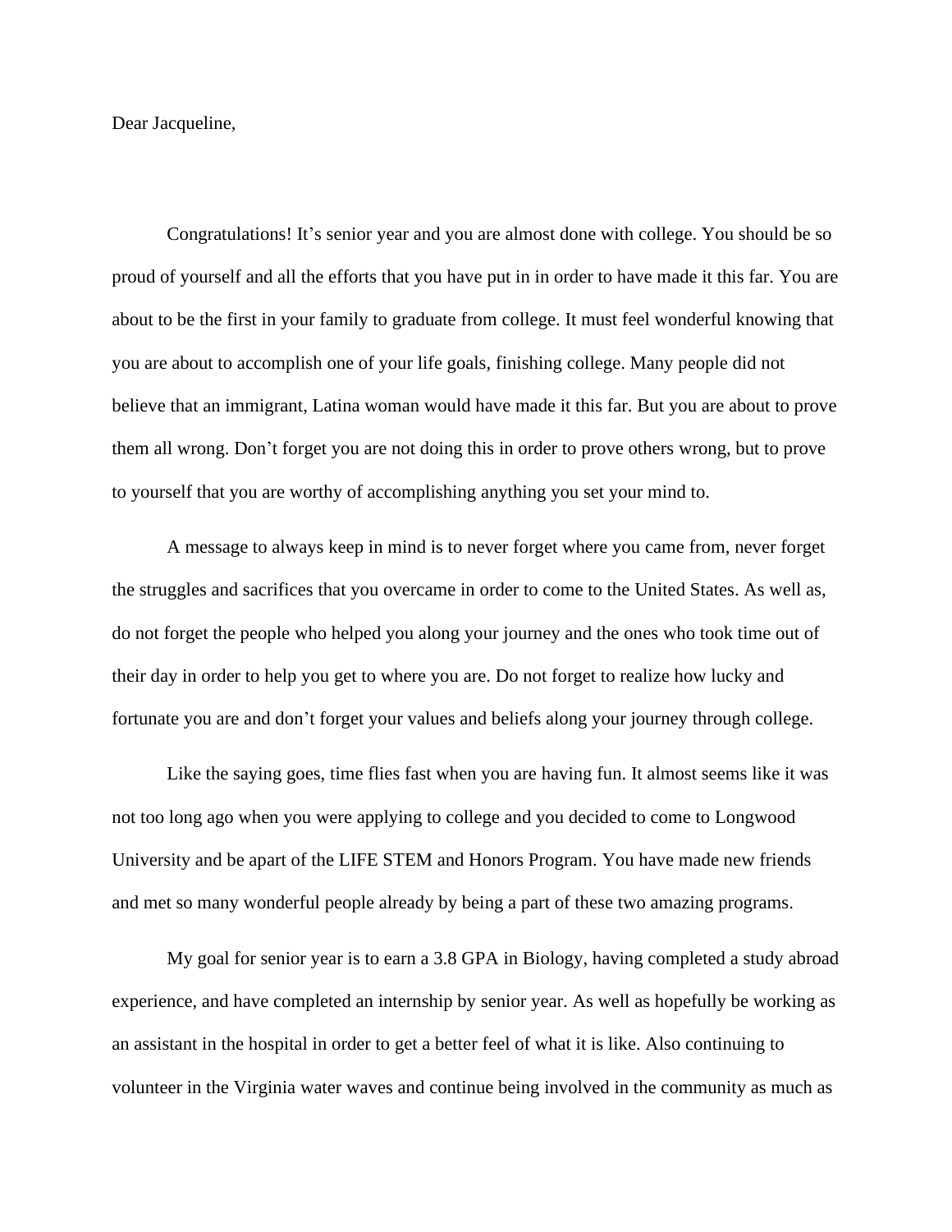Dear Jacqueline,

Congratulations! It's senior year and you are almost done with college. You should be so proud of yourself and all the efforts that you have put in in order to have made it this far. You are about to be the first in your family to graduate from college. It must feel wonderful knowing that you are about to accomplish one of your life goals, finishing college. Many people did not believe that an immigrant, Latina woman would have made it this far. But you are about to prove them all wrong. Don't forget you are not doing this in order to prove others wrong, but to prove to yourself that you are worthy of accomplishing anything you set your mind to.

A message to always keep in mind is to never forget where you came from, never forget the struggles and sacrifices that you overcame in order to come to the United States. As well as, do not forget the people who helped you along your journey and the ones who took time out of their day in order to help you get to where you are. Do not forget to realize how lucky and fortunate you are and don't forget your values and beliefs along your journey through college.

Like the saying goes, time flies fast when you are having fun. It almost seems like it was not too long ago when you were applying to college and you decided to come to Longwood University and be apart of the LIFE STEM and Honors Program. You have made new friends and met so many wonderful people already by being a part of these two amazing programs.

My goal for senior year is to earn a 3.8 GPA in Biology, having completed a study abroad experience, and have completed an internship by senior year. As well as hopefully be working as an assistant in the hospital in order to get a better feel of what it is like. Also continuing to volunteer in the Virginia water waves and continue being involved in the community as much as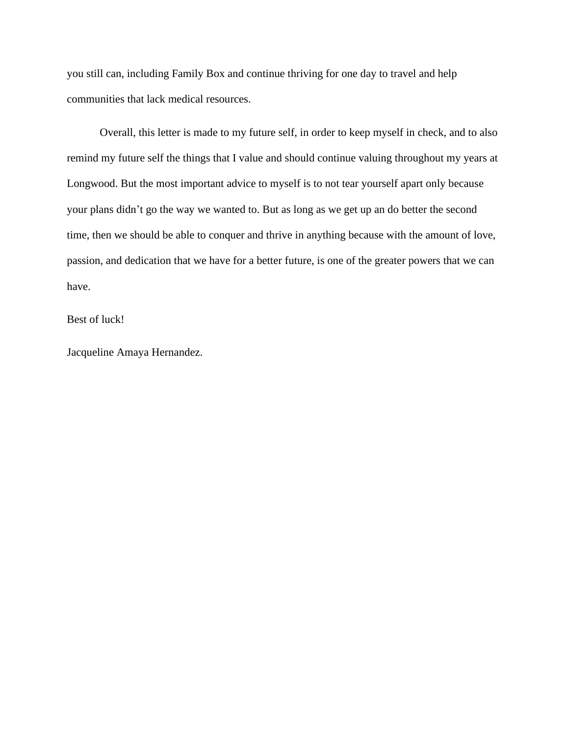you still can, including Family Box and continue thriving for one day to travel and help communities that lack medical resources.

Overall, this letter is made to my future self, in order to keep myself in check, and to also remind my future self the things that I value and should continue valuing throughout my years at Longwood. But the most important advice to myself is to not tear yourself apart only because your plans didn't go the way we wanted to. But as long as we get up an do better the second time, then we should be able to conquer and thrive in anything because with the amount of love, passion, and dedication that we have for a better future, is one of the greater powers that we can have.

Best of luck!

Jacqueline Amaya Hernandez.